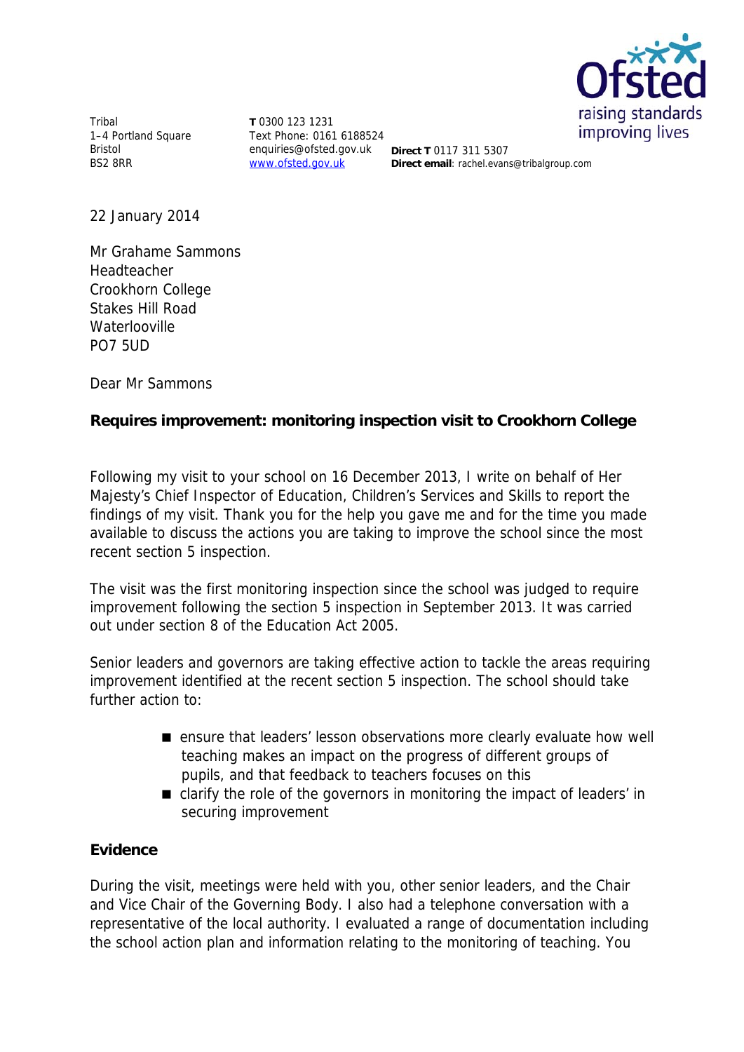Tribal
1–4 Portland Square
Bristol
BS2 8RR

**T** 0300 123 1231
Text Phone: 0161 6188524
enquiries@ofsted.gov.uk
www.ofsted.gov.uk

**Direct T** 0117 311 5307
**Direct email**: rachel.evans@tribalgroup.com

22 January 2014

Mr Grahame Sammons
Headteacher
Crookhorn College
Stakes Hill Road
Waterlooville
PO7 5UD

Dear Mr Sammons

**Requires improvement: monitoring inspection visit to Crookhorn College**

Following my visit to your school on 16 December 2013, I write on behalf of Her Majesty's Chief Inspector of Education, Children's Services and Skills to report the findings of my visit. Thank you for the help you gave me and for the time you made available to discuss the actions you are taking to improve the school since the most recent section 5 inspection.

The visit was the first monitoring inspection since the school was judged to require improvement following the section 5 inspection in September 2013. It was carried out under section 8 of the Education Act 2005.

Senior leaders and governors are taking effective action to tackle the areas requiring improvement identified at the recent section 5 inspection. The school should take further action to:

- ensure that leaders' lesson observations more clearly evaluate how well teaching makes an impact on the progress of different groups of pupils, and that feedback to teachers focuses on this
- clarify the role of the governors in monitoring the impact of leaders' in securing improvement

## Evidence

During the visit, meetings were held with you, other senior leaders, and the Chair and Vice Chair of the Governing Body. I also had a telephone conversation with a representative of the local authority. I evaluated a range of documentation including the school action plan and information relating to the monitoring of teaching. You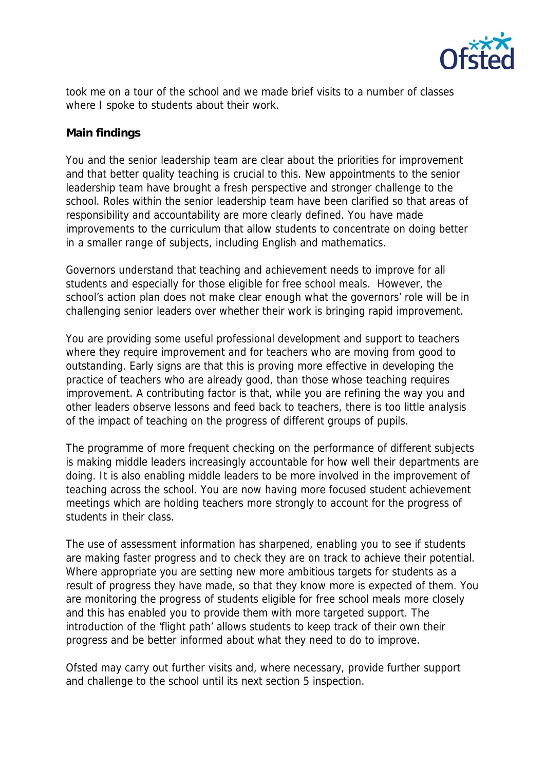took me on a tour of the school and we made brief visits to a number of classes where I spoke to students about their work.

**Main findings**

You and the senior leadership team are clear about the priorities for improvement and that better quality teaching is crucial to this. New appointments to the senior leadership team have brought a fresh perspective and stronger challenge to the school. Roles within the senior leadership team have been clarified so that areas of responsibility and accountability are more clearly defined. You have made improvements to the curriculum that allow students to concentrate on doing better in a smaller range of subjects, including English and mathematics.

Governors understand that teaching and achievement needs to improve for all students and especially for those eligible for free school meals. However, the school's action plan does not make clear enough what the governors' role will be in challenging senior leaders over whether their work is bringing rapid improvement.

You are providing some useful professional development and support to teachers where they require improvement and for teachers who are moving from good to outstanding. Early signs are that this is proving more effective in developing the practice of teachers who are already good, than those whose teaching requires improvement. A contributing factor is that, while you are refining the way you and other leaders observe lessons and feed back to teachers, there is too little analysis of the impact of teaching on the progress of different groups of pupils.

The programme of more frequent checking on the performance of different subjects is making middle leaders increasingly accountable for how well their departments are doing. It is also enabling middle leaders to be more involved in the improvement of teaching across the school. You are now having more focused student achievement meetings which are holding teachers more strongly to account for the progress of students in their class.

The use of assessment information has sharpened, enabling you to see if students are making faster progress and to check they are on track to achieve their potential. Where appropriate you are setting new more ambitious targets for students as a result of progress they have made, so that they know more is expected of them. You are monitoring the progress of students eligible for free school meals more closely and this has enabled you to provide them with more targeted support. The introduction of the 'flight path' allows students to keep track of their own their progress and be better informed about what they need to do to improve.

Ofsted may carry out further visits and, where necessary, provide further support and challenge to the school until its next section 5 inspection.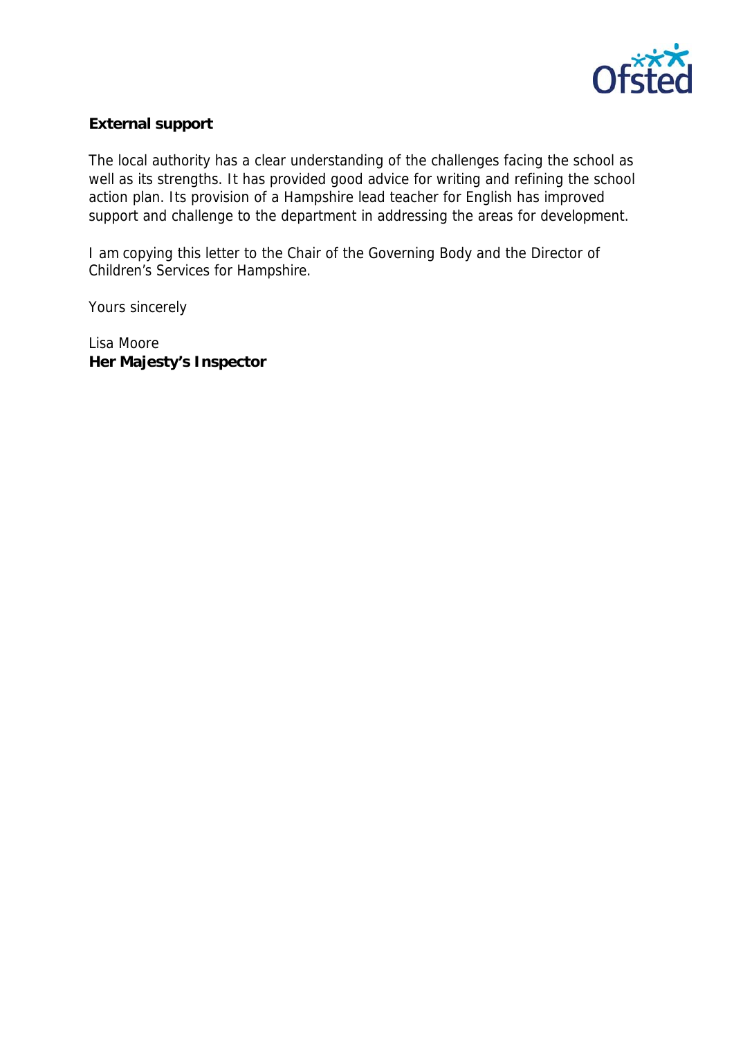**External support**

The local authority has a clear understanding of the challenges facing the school as well as its strengths. It has provided good advice for writing and refining the school action plan. Its provision of a Hampshire lead teacher for English has improved support and challenge to the department in addressing the areas for development.

I am copying this letter to the Chair of the Governing Body and the Director of Children's Services for Hampshire.

Yours sincerely

Lisa Moore
**Her Majesty's Inspector**